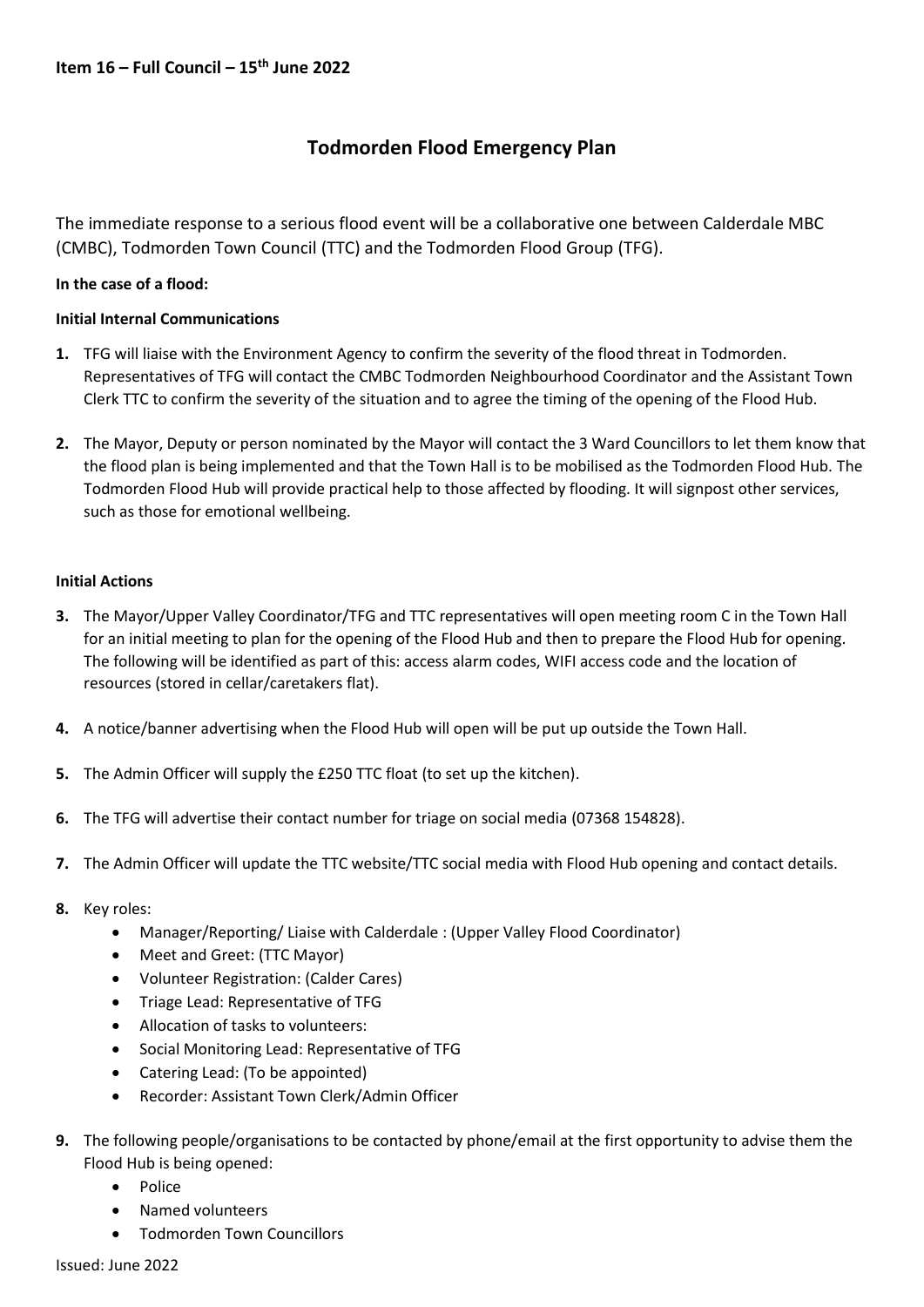**Item 16 – Full Council – 15th June 2022**

# Todmorden Flood Emergency Plan

The immediate response to a serious flood event will be a collaborative one between Calderdale MBC (CMBC), Todmorden Town Council (TTC) and the Todmorden Flood Group (TFG).

**In the case of a flood:**

**Initial Internal Communications**

**1.** TFG will liaise with the Environment Agency to confirm the severity of the flood threat in Todmorden. Representatives of TFG will contact the CMBC Todmorden Neighbourhood Coordinator and the Assistant Town Clerk TTC to confirm the severity of the situation and to agree the timing of the opening of the Flood Hub.

**2.** The Mayor, Deputy or person nominated by the Mayor will contact the 3 Ward Councillors to let them know that the flood plan is being implemented and that the Town Hall is to be mobilised as the Todmorden Flood Hub. The Todmorden Flood Hub will provide practical help to those affected by flooding. It will signpost other services, such as those for emotional wellbeing.

**Initial Actions**

**3.** The Mayor/Upper Valley Coordinator/TFG and TTC representatives will open meeting room C in the Town Hall for an initial meeting to plan for the opening of the Flood Hub and then to prepare the Flood Hub for opening. The following will be identified as part of this: access alarm codes, WIFI access code and the location of resources (stored in cellar/caretakers flat).

**4.** A notice/banner advertising when the Flood Hub will open will be put up outside the Town Hall.

**5.** The Admin Officer will supply the £250 TTC float (to set up the kitchen).

**6.** The TFG will advertise their contact number for triage on social media (07368 154828).

**7.** The Admin Officer will update the TTC website/TTC social media with Flood Hub opening and contact details.

**8.** Key roles:
- Manager/Reporting/ Liaise with Calderdale : (Upper Valley Flood Coordinator)
- Meet and Greet: (TTC Mayor)
- Volunteer Registration: (Calder Cares)
- Triage Lead: Representative of TFG
- Allocation of tasks to volunteers:
- Social Monitoring Lead: Representative of TFG
- Catering Lead: (To be appointed)
- Recorder: Assistant Town Clerk/Admin Officer

**9.** The following people/organisations to be contacted by phone/email at the first opportunity to advise them the Flood Hub is being opened:
- Police
- Named volunteers
- Todmorden Town Councillors

Issued: June 2022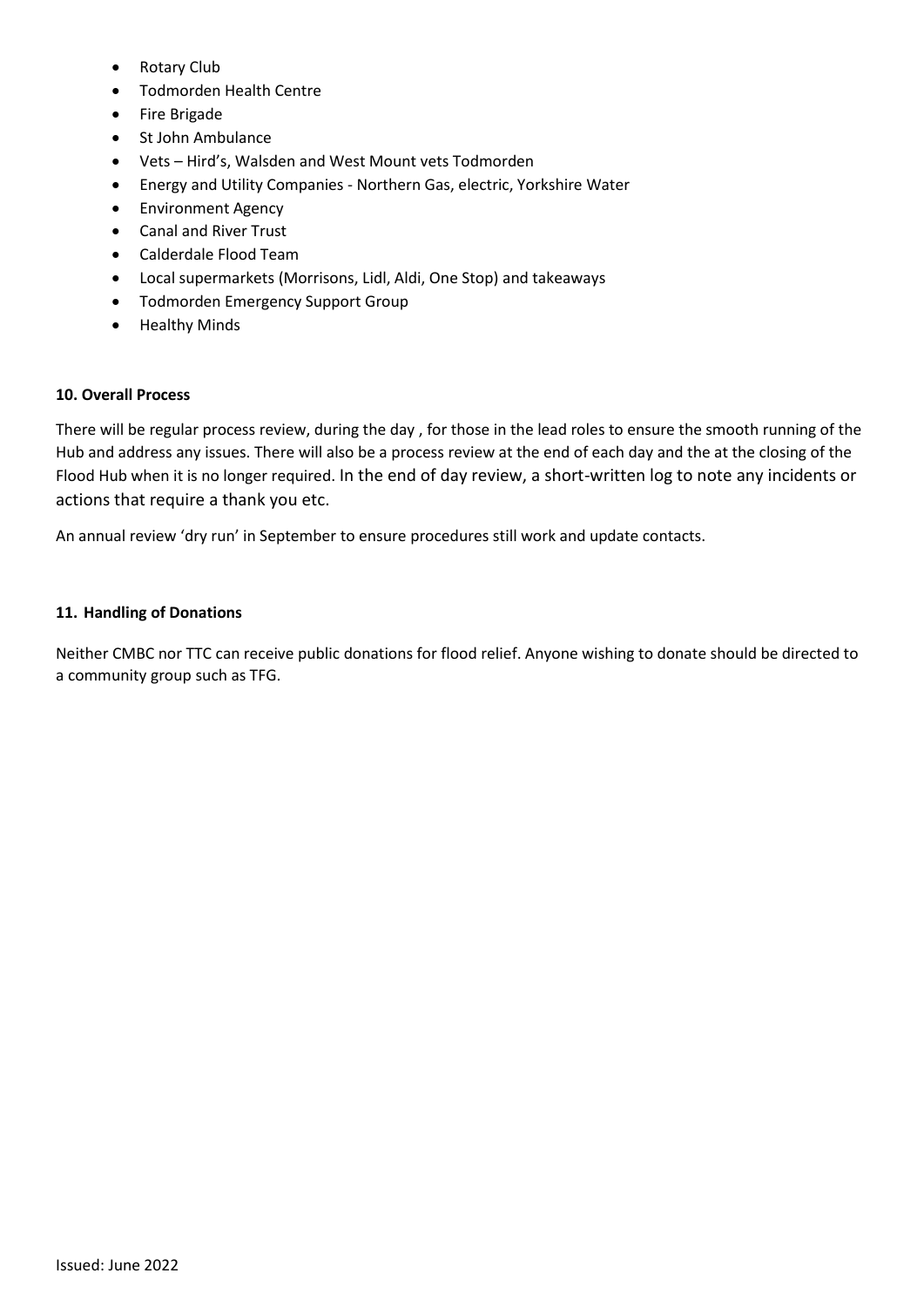- Rotary Club
- Todmorden Health Centre
- Fire Brigade
- St John Ambulance
- Vets – Hird's, Walsden and West Mount vets Todmorden
- Energy and Utility Companies - Northern Gas, electric, Yorkshire Water
- Environment Agency
- Canal and River Trust
- Calderdale Flood Team
- Local supermarkets (Morrisons, Lidl, Aldi, One Stop) and takeaways
- Todmorden Emergency Support Group
- Healthy Minds

**10. Overall Process**

There will be regular process review, during the day , for those in the lead roles to ensure the smooth running of the Hub and address any issues. There will also be a process review at the end of each day and the at the closing of the Flood Hub when it is no longer required. In the end of day review, a short-written log to note any incidents or actions that require a thank you etc.

An annual review 'dry run' in September to ensure procedures still work and update contacts.

**11. Handling of Donations**

Neither CMBC nor TTC can receive public donations for flood relief. Anyone wishing to donate should be directed to a community group such as TFG.

Issued: June 2022